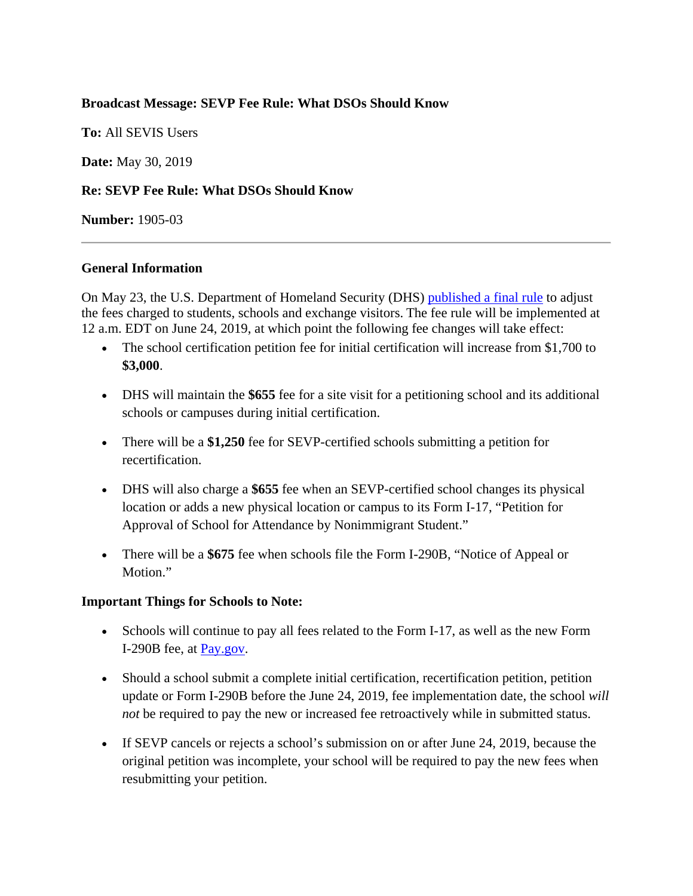**Broadcast Message: SEVP Fee Rule: What DSOs Should Know**

**To:** All SEVIS Users

**Date:** May 30, 2019

**Re: SEVP Fee Rule: What DSOs Should Know**

**Number:** 1905-03

---

**General Information**

On May 23, the U.S. Department of Homeland Security (DHS) published a final rule to adjust the fees charged to students, schools and exchange visitors. The fee rule will be implemented at 12 a.m. EDT on June 24, 2019, at which point the following fee changes will take effect:

- The school certification petition fee for initial certification will increase from $1,700 to **$3,000**.
- DHS will maintain the **$655** fee for a site visit for a petitioning school and its additional schools or campuses during initial certification.
- There will be a **$1,250** fee for SEVP-certified schools submitting a petition for recertification.
- DHS will also charge a **$655** fee when an SEVP-certified school changes its physical location or adds a new physical location or campus to its Form I-17, "Petition for Approval of School for Attendance by Nonimmigrant Student."
- There will be a **$675** fee when schools file the Form I-290B, "Notice of Appeal or Motion."

**Important Things for Schools to Note:**

- Schools will continue to pay all fees related to the Form I-17, as well as the new Form I-290B fee, at Pay.gov.
- Should a school submit a complete initial certification, recertification petition, petition update or Form I-290B before the June 24, 2019, fee implementation date, the school *will not* be required to pay the new or increased fee retroactively while in submitted status.
- If SEVP cancels or rejects a school's submission on or after June 24, 2019, because the original petition was incomplete, your school will be required to pay the new fees when resubmitting your petition.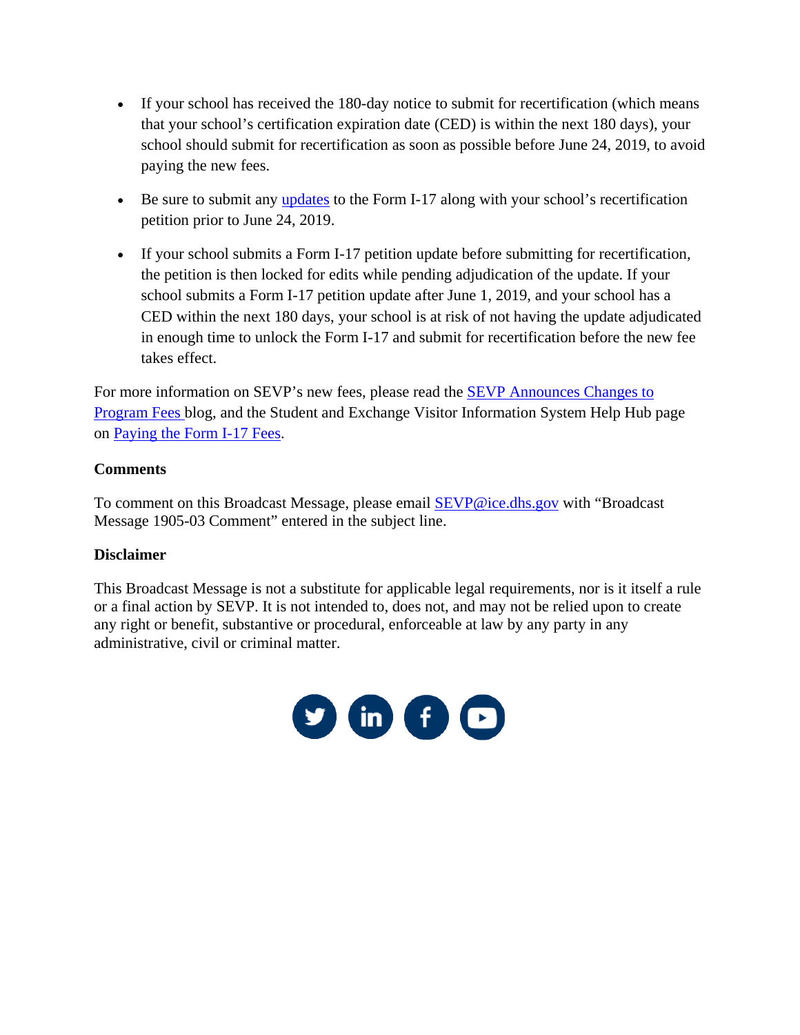- If your school has received the 180-day notice to submit for recertification (which means that your school's certification expiration date (CED) is within the next 180 days), your school should submit for recertification as soon as possible before June 24, 2019, to avoid paying the new fees.
- Be sure to submit any updates to the Form I-17 along with your school's recertification petition prior to June 24, 2019.
- If your school submits a Form I-17 petition update before submitting for recertification, the petition is then locked for edits while pending adjudication of the update. If your school submits a Form I-17 petition update after June 1, 2019, and your school has a CED within the next 180 days, your school is at risk of not having the update adjudicated in enough time to unlock the Form I-17 and submit for recertification before the new fee takes effect.

For more information on SEVP's new fees, please read the SEVP Announces Changes to Program Fees blog, and the Student and Exchange Visitor Information System Help Hub page on Paying the Form I-17 Fees.

**Comments**

To comment on this Broadcast Message, please email SEVP@ice.dhs.gov with "Broadcast Message 1905-03 Comment" entered in the subject line.

**Disclaimer**

This Broadcast Message is not a substitute for applicable legal requirements, nor is it itself a rule or a final action by SEVP. It is not intended to, does not, and may not be relied upon to create any right or benefit, substantive or procedural, enforceable at law by any party in any administrative, civil or criminal matter.